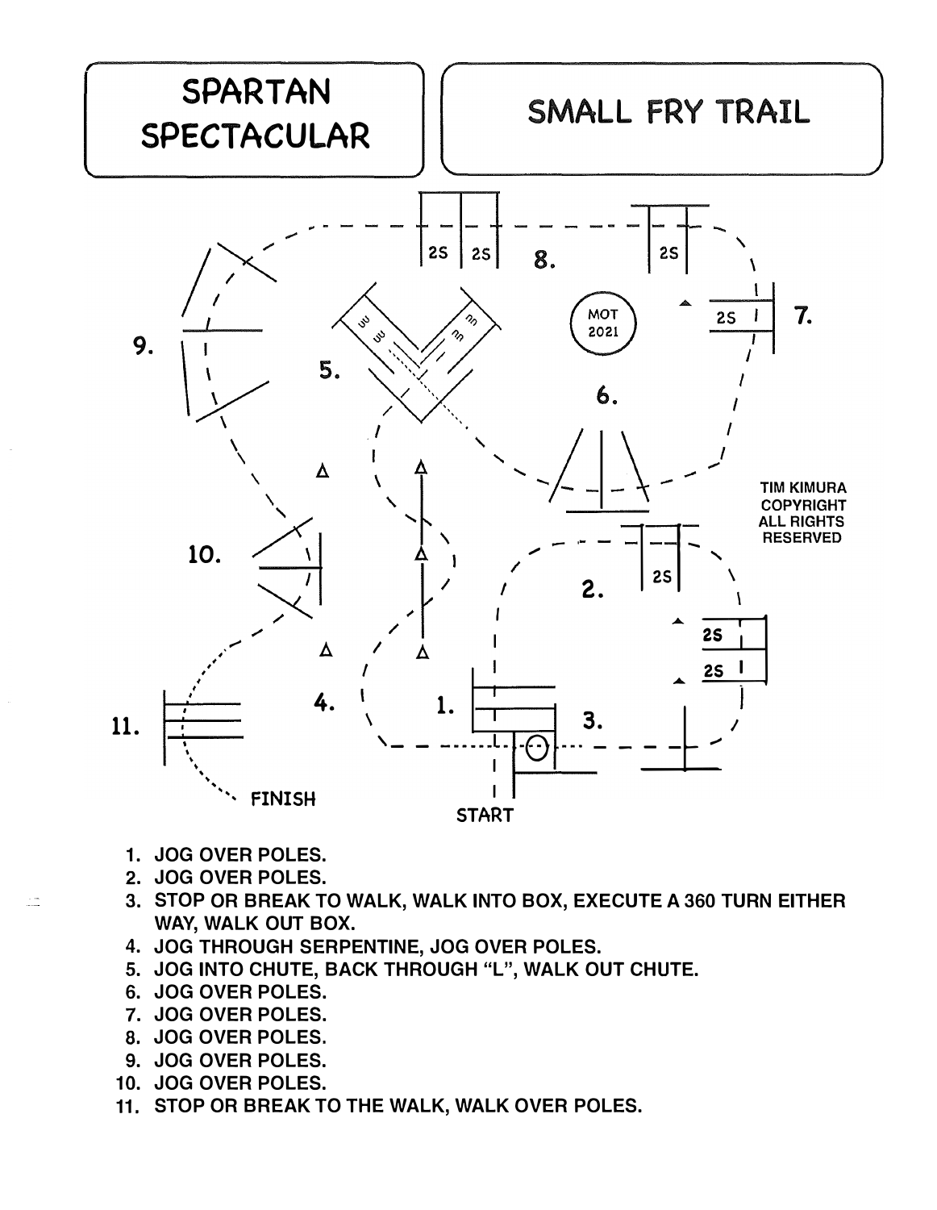# SPARTAN SPECTACULAR

# SMALL FRY TRAIL

TIM KIMURA
COPYRIGHT
ALL RIGHTS
RESERVED

1. JOG OVER POLES.
2. JOG OVER POLES.
3. STOP OR BREAK TO WALK, WALK INTO BOX, EXECUTE A 360 TURN EITHER WAY, WALK OUT BOX.
4. JOG THROUGH SERPENTINE, JOG OVER POLES.
5. JOG INTO CHUTE, BACK THROUGH "L", WALK OUT CHUTE.
6. JOG OVER POLES.
7. JOG OVER POLES.
8. JOG OVER POLES.
9. JOG OVER POLES.
10. JOG OVER POLES.
11. STOP OR BREAK TO THE WALK, WALK OVER POLES.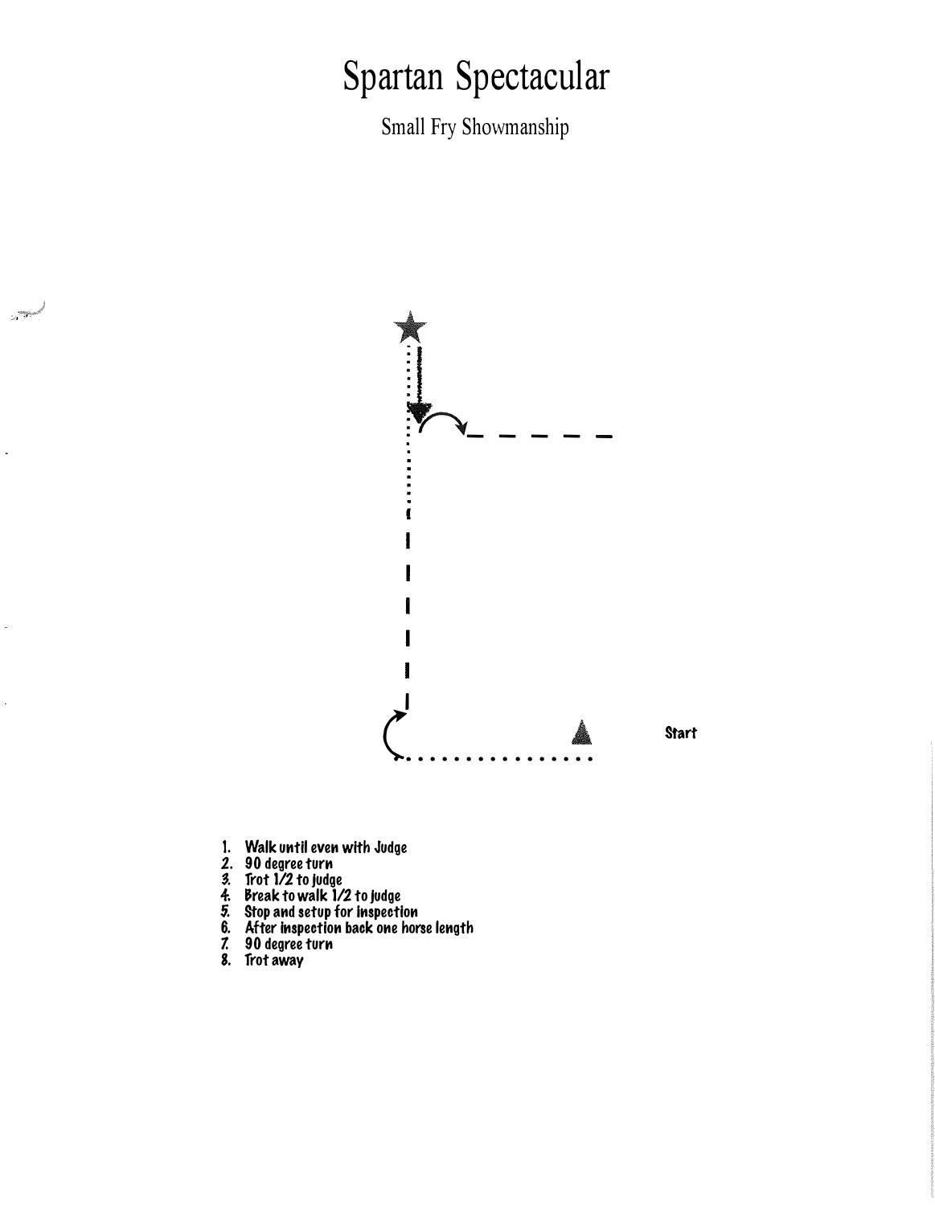# Spartan Spectacular

Small Fry Showmanship

Start

1. Walk until even with Judge
2. 90 degree turn
3. Trot 1/2 to judge
4. Break to walk 1/2 to judge
5. Stop and setup for inspection
6. After inspection back one horse length
7. 90 degree turn
8. Trot away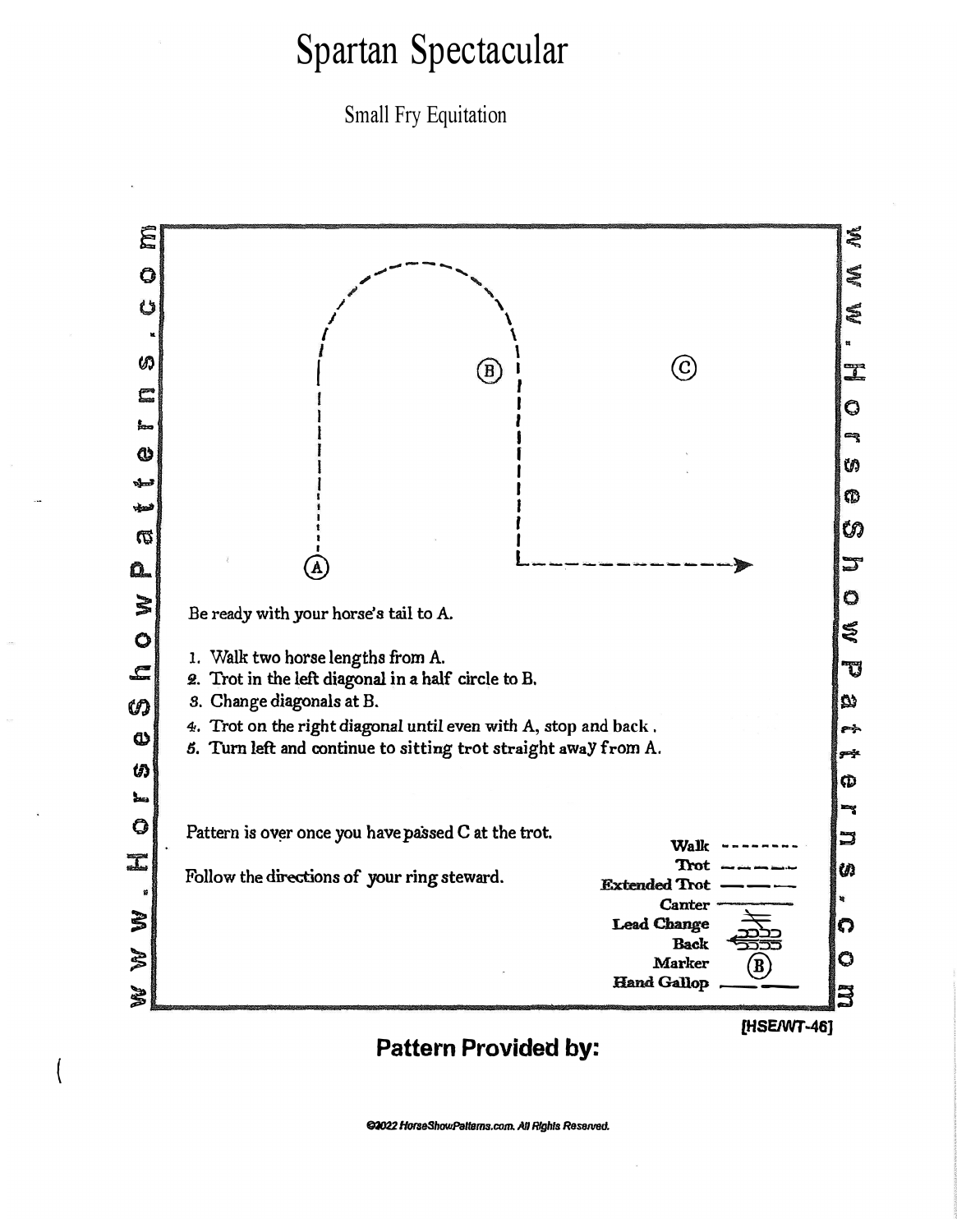# Spartan Spectacular

## Small Fry Equitation

Be ready with your horse's tail to A.

1. Walk two horse lengths from A.
2. Trot in the left diagonal in a half circle to B.
3. Change diagonals at B.
4. Trot on the right diagonal until even with A, stop and back .
5. Turn left and continue to sitting trot straight away from A.

Pattern is over once you have passed C at the trot.

Follow the directions of your ring steward.

Walk
Trot
Extended Trot
Canter
Lead Change
Back
Marker
Hand Gallop

[HSE/WT-46]

**Pattern Provided by:**

©2022 HorseShowPatterns.com. All Rights Reserved.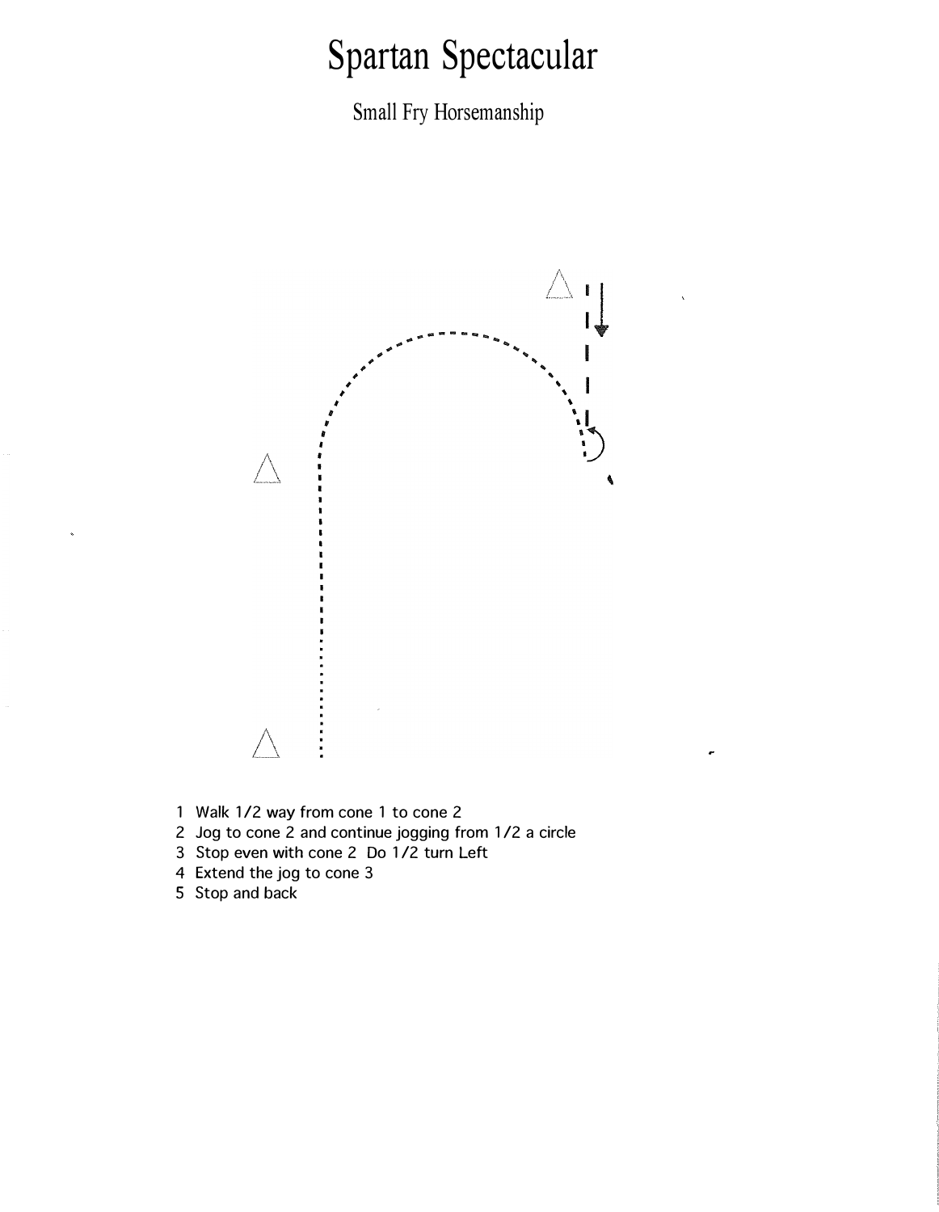# Spartan Spectacular

Small Fry Horsemanship

1. Walk 1/2 way from cone 1 to cone 2
2. Jog to cone 2 and continue jogging from 1/2 a circle
3. Stop even with cone 2 Do 1/2 turn Left
4. Extend the jog to cone 3
5. Stop and back